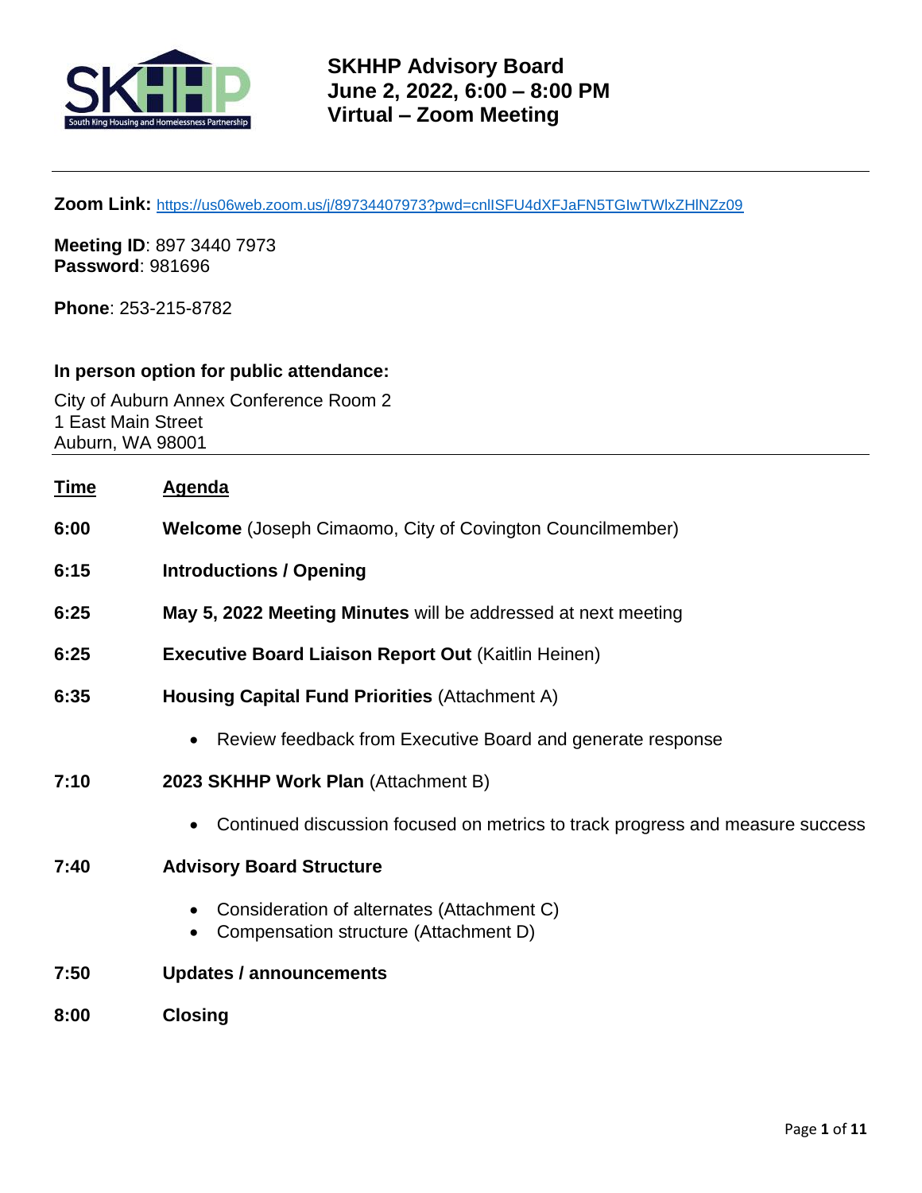# SKHHP Advisory Board
## June 2, 2022, 6:00 – 8:00 PM
## Virtual – Zoom Meeting

**Zoom Link:** https://us06web.zoom.us/j/89734407973?pwd=cnlISFU4dXFJaFN5TGIwTWlxZHlNZz09

**Meeting ID**: 897 3440 7973
**Password**: 981696

**Phone**: 253-215-8782

**In person option for public attendance:**

City of Auburn Annex Conference Room 2
1 East Main Street
Auburn, WA 98001

| Time | Agenda |
|---|---|
| **6:00** | **Welcome** (Joseph Cimaomo, City of Covington Councilmember) |
| **6:15** | **Introductions / Opening** |
| **6:25** | **May 5, 2022 Meeting Minutes** will be addressed at next meeting |
| **6:25** | **Executive Board Liaison Report Out** (Kaitlin Heinen) |
| **6:35** | **Housing Capital Fund Priorities** (Attachment A)<br>• Review feedback from Executive Board and generate response |
| **7:10** | **2023 SKHHP Work Plan** (Attachment B)<br>• Continued discussion focused on metrics to track progress and measure success |
| **7:40** | **Advisory Board Structure**<br>• Consideration of alternates (Attachment C)<br>• Compensation structure (Attachment D) |
| **7:50** | **Updates / announcements** |
| **8:00** | **Closing** |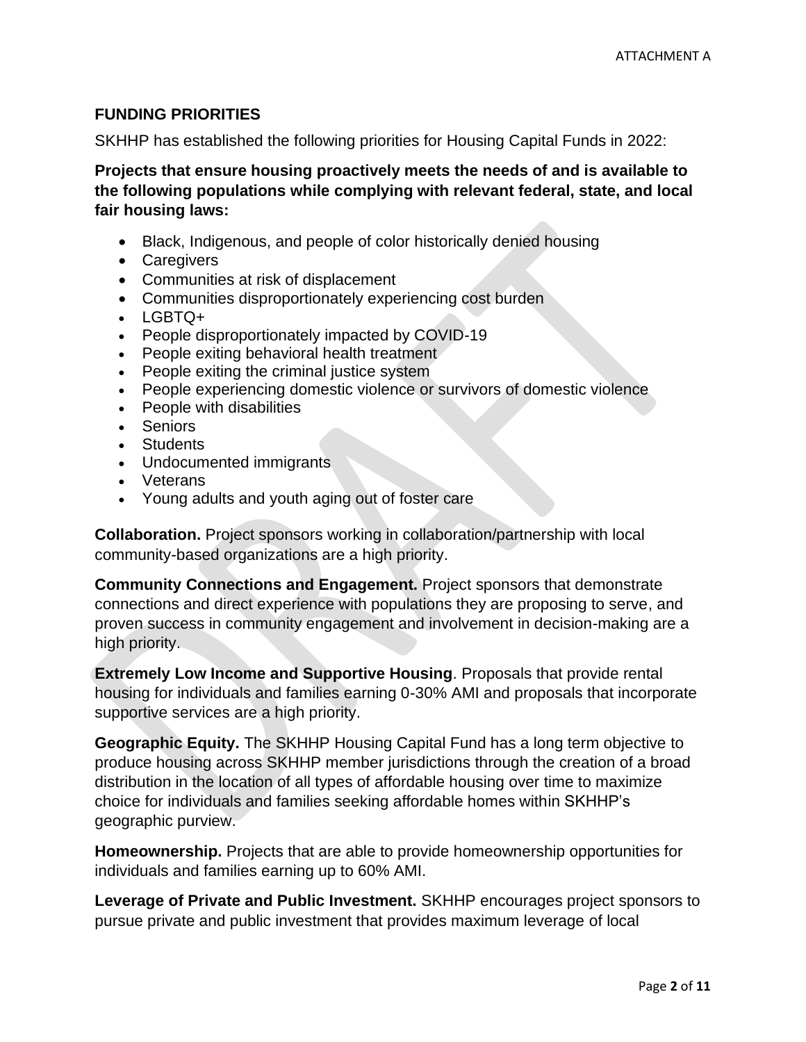## FUNDING PRIORITIES

SKHHP has established the following priorities for Housing Capital Funds in 2022:

**Projects that ensure housing proactively meets the needs of and is available to the following populations while complying with relevant federal, state, and local fair housing laws:**

- Black, Indigenous, and people of color historically denied housing
- Caregivers
- Communities at risk of displacement
- Communities disproportionately experiencing cost burden
- LGBTQ+
- People disproportionately impacted by COVID-19
- People exiting behavioral health treatment
- People exiting the criminal justice system
- People experiencing domestic violence or survivors of domestic violence
- People with disabilities
- Seniors
- Students
- Undocumented immigrants
- Veterans
- Young adults and youth aging out of foster care

**Collaboration.** Project sponsors working in collaboration/partnership with local community-based organizations are a high priority.

**Community Connections and Engagement.** Project sponsors that demonstrate connections and direct experience with populations they are proposing to serve, and proven success in community engagement and involvement in decision-making are a high priority.

**Extremely Low Income and Supportive Housing**. Proposals that provide rental housing for individuals and families earning 0-30% AMI and proposals that incorporate supportive services are a high priority.

**Geographic Equity.** The SKHHP Housing Capital Fund has a long term objective to produce housing across SKHHP member jurisdictions through the creation of a broad distribution in the location of all types of affordable housing over time to maximize choice for individuals and families seeking affordable homes within SKHHP's geographic purview.

**Homeownership.** Projects that are able to provide homeownership opportunities for individuals and families earning up to 60% AMI.

**Leverage of Private and Public Investment.** SKHHP encourages project sponsors to pursue private and public investment that provides maximum leverage of local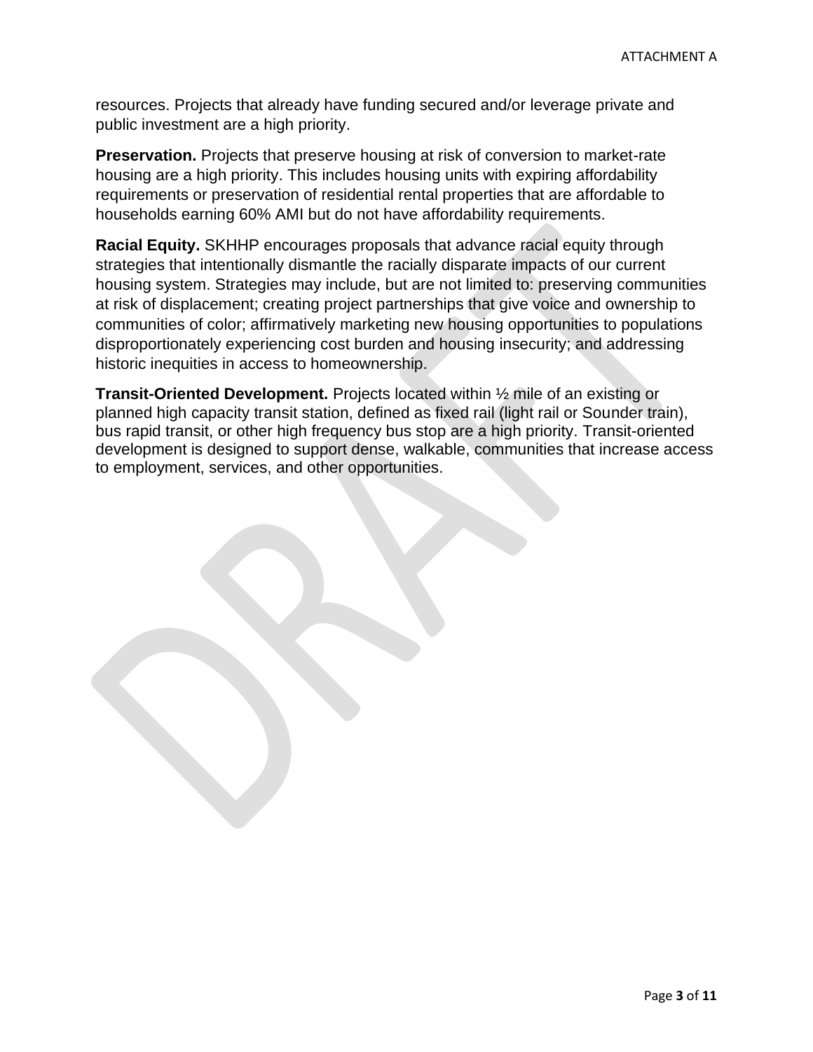resources. Projects that already have funding secured and/or leverage private and public investment are a high priority.

**Preservation.** Projects that preserve housing at risk of conversion to market-rate housing are a high priority. This includes housing units with expiring affordability requirements or preservation of residential rental properties that are affordable to households earning 60% AMI but do not have affordability requirements.

**Racial Equity.** SKHHP encourages proposals that advance racial equity through strategies that intentionally dismantle the racially disparate impacts of our current housing system. Strategies may include, but are not limited to: preserving communities at risk of displacement; creating project partnerships that give voice and ownership to communities of color; affirmatively marketing new housing opportunities to populations disproportionately experiencing cost burden and housing insecurity; and addressing historic inequities in access to homeownership.

**Transit-Oriented Development.** Projects located within ½ mile of an existing or planned high capacity transit station, defined as fixed rail (light rail or Sounder train), bus rapid transit, or other high frequency bus stop are a high priority. Transit-oriented development is designed to support dense, walkable, communities that increase access to employment, services, and other opportunities.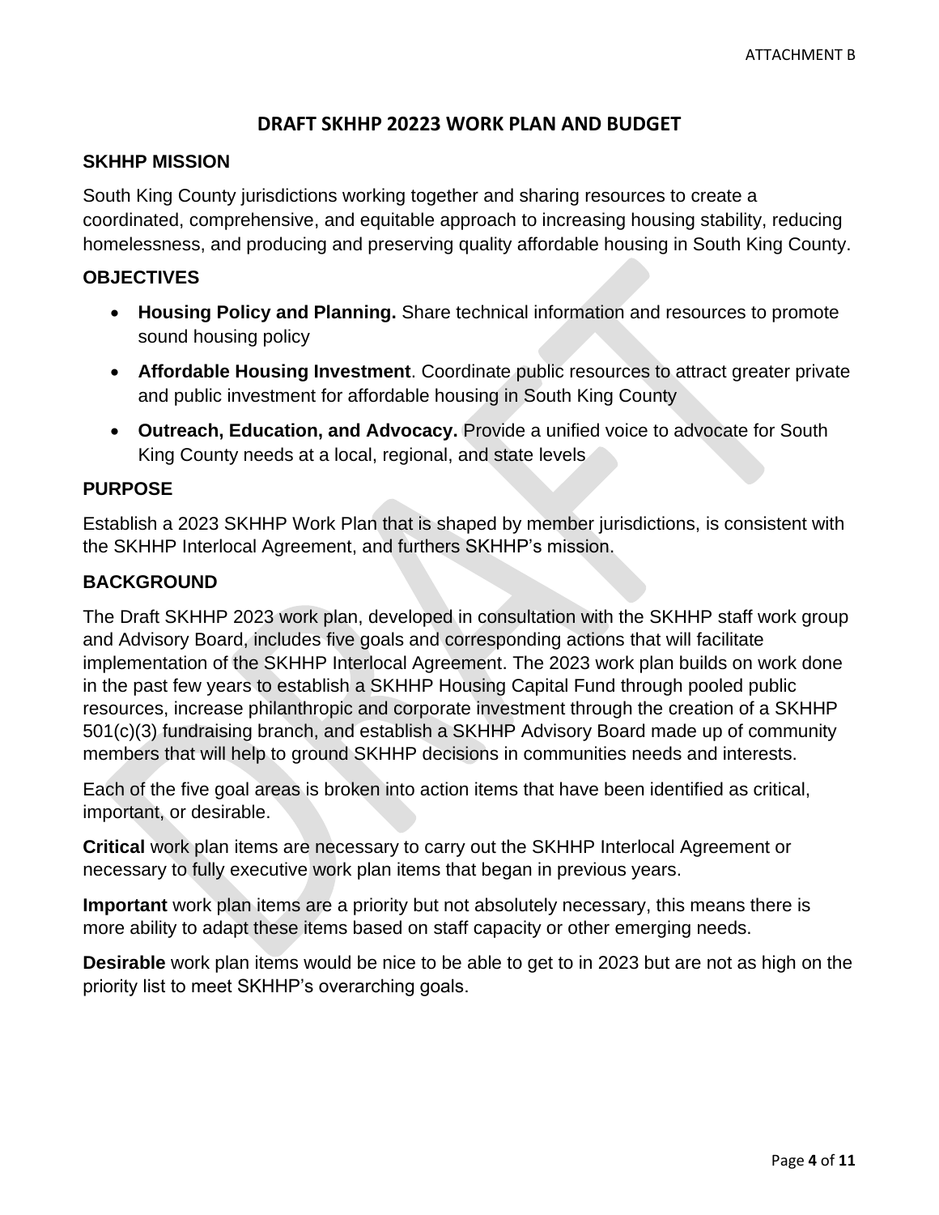ATTACHMENT B

# DRAFT SKHHP 20223 WORK PLAN AND BUDGET

## SKHHP MISSION

South King County jurisdictions working together and sharing resources to create a coordinated, comprehensive, and equitable approach to increasing housing stability, reducing homelessness, and producing and preserving quality affordable housing in South King County.

## OBJECTIVES

- **Housing Policy and Planning.** Share technical information and resources to promote sound housing policy
- **Affordable Housing Investment**. Coordinate public resources to attract greater private and public investment for affordable housing in South King County
- **Outreach, Education, and Advocacy.** Provide a unified voice to advocate for South King County needs at a local, regional, and state levels

## PURPOSE

Establish a 2023 SKHHP Work Plan that is shaped by member jurisdictions, is consistent with the SKHHP Interlocal Agreement, and furthers SKHHP's mission.

## BACKGROUND

The Draft SKHHP 2023 work plan, developed in consultation with the SKHHP staff work group and Advisory Board, includes five goals and corresponding actions that will facilitate implementation of the SKHHP Interlocal Agreement. The 2023 work plan builds on work done in the past few years to establish a SKHHP Housing Capital Fund through pooled public resources, increase philanthropic and corporate investment through the creation of a SKHHP 501(c)(3) fundraising branch, and establish a SKHHP Advisory Board made up of community members that will help to ground SKHHP decisions in communities needs and interests.

Each of the five goal areas is broken into action items that have been identified as critical, important, or desirable.

**Critical** work plan items are necessary to carry out the SKHHP Interlocal Agreement or necessary to fully executive work plan items that began in previous years.

**Important** work plan items are a priority but not absolutely necessary, this means there is more ability to adapt these items based on staff capacity or other emerging needs.

**Desirable** work plan items would be nice to be able to get to in 2023 but are not as high on the priority list to meet SKHHP's overarching goals.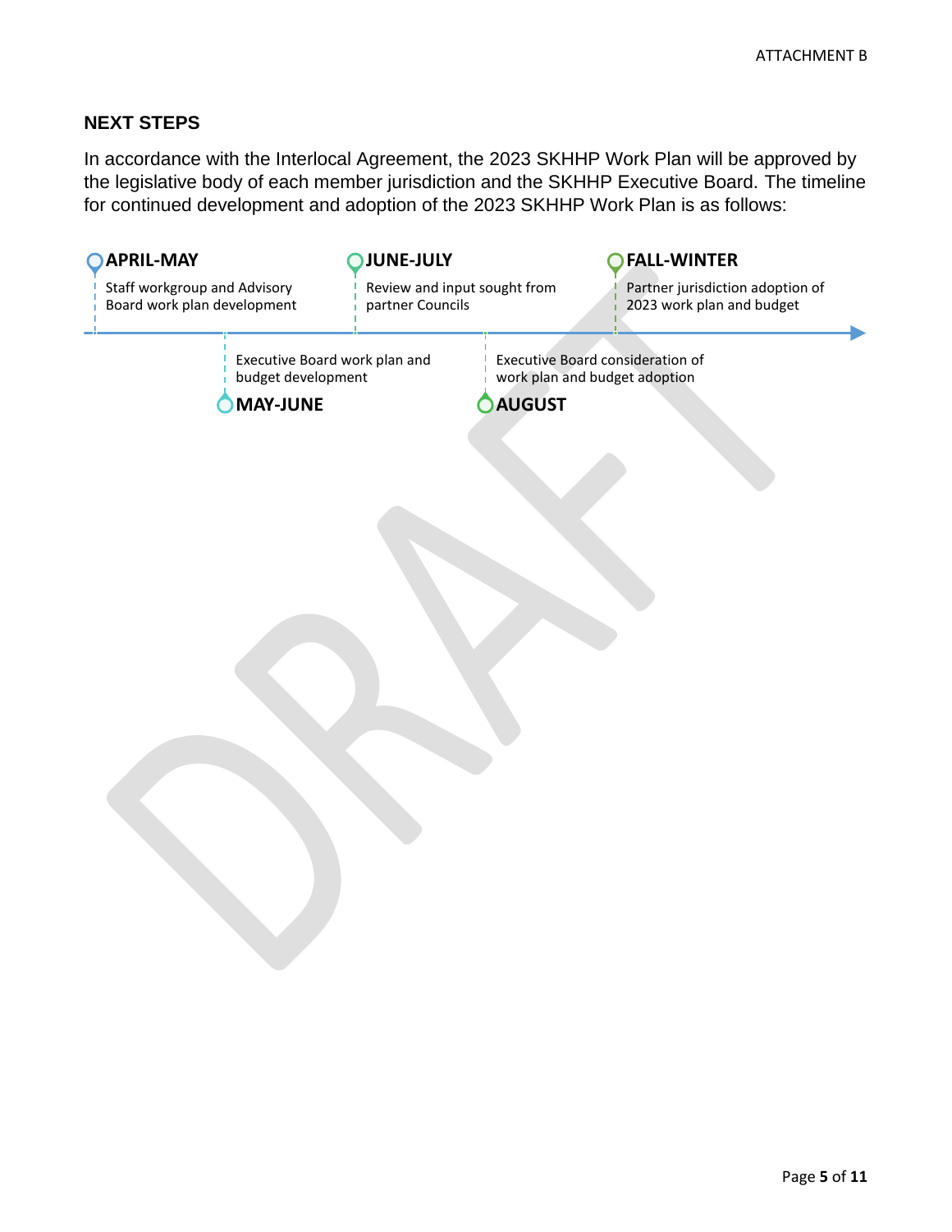ATTACHMENT B

## NEXT STEPS

In accordance with the Interlocal Agreement, the 2023 SKHHP Work Plan will be approved by the legislative body of each member jurisdiction and the SKHHP Executive Board. The timeline for continued development and adoption of the 2023 SKHHP Work Plan is as follows:

- **APRIL-MAY**: Staff workgroup and Advisory Board work plan development
- **MAY-JUNE**: Executive Board work plan and budget development
- **JUNE-JULY**: Review and input sought from partner Councils
- **AUGUST**: Executive Board consideration of work plan and budget adoption
- **FALL-WINTER**: Partner jurisdiction adoption of 2023 work plan and budget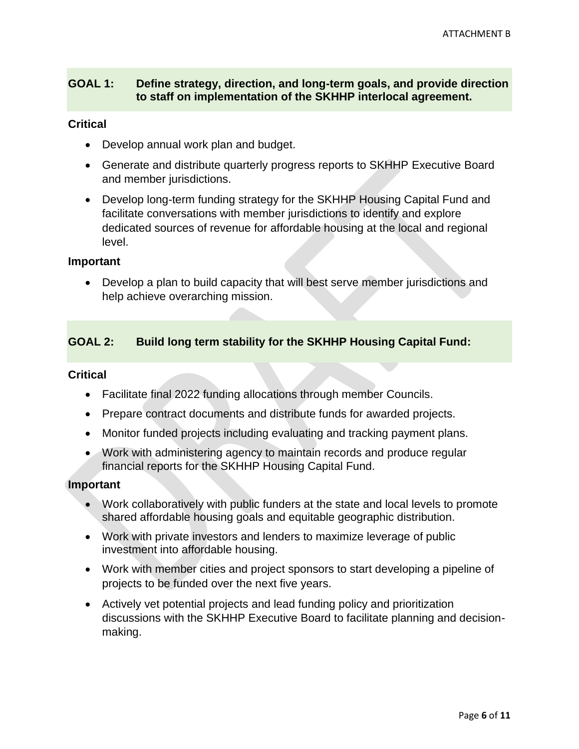## GOAL 1: Define strategy, direction, and long-term goals, and provide direction to staff on implementation of the SKHHP interlocal agreement.

**Critical**

- Develop annual work plan and budget.
- Generate and distribute quarterly progress reports to SKHHP Executive Board and member jurisdictions.
- Develop long-term funding strategy for the SKHHP Housing Capital Fund and facilitate conversations with member jurisdictions to identify and explore dedicated sources of revenue for affordable housing at the local and regional level.

**Important**

- Develop a plan to build capacity that will best serve member jurisdictions and help achieve overarching mission.

## GOAL 2: Build long term stability for the SKHHP Housing Capital Fund:

**Critical**

- Facilitate final 2022 funding allocations through member Councils.
- Prepare contract documents and distribute funds for awarded projects.
- Monitor funded projects including evaluating and tracking payment plans.
- Work with administering agency to maintain records and produce regular financial reports for the SKHHP Housing Capital Fund.

**Important**

- Work collaboratively with public funders at the state and local levels to promote shared affordable housing goals and equitable geographic distribution.
- Work with private investors and lenders to maximize leverage of public investment into affordable housing.
- Work with member cities and project sponsors to start developing a pipeline of projects to be funded over the next five years.
- Actively vet potential projects and lead funding policy and prioritization discussions with the SKHHP Executive Board to facilitate planning and decision-making.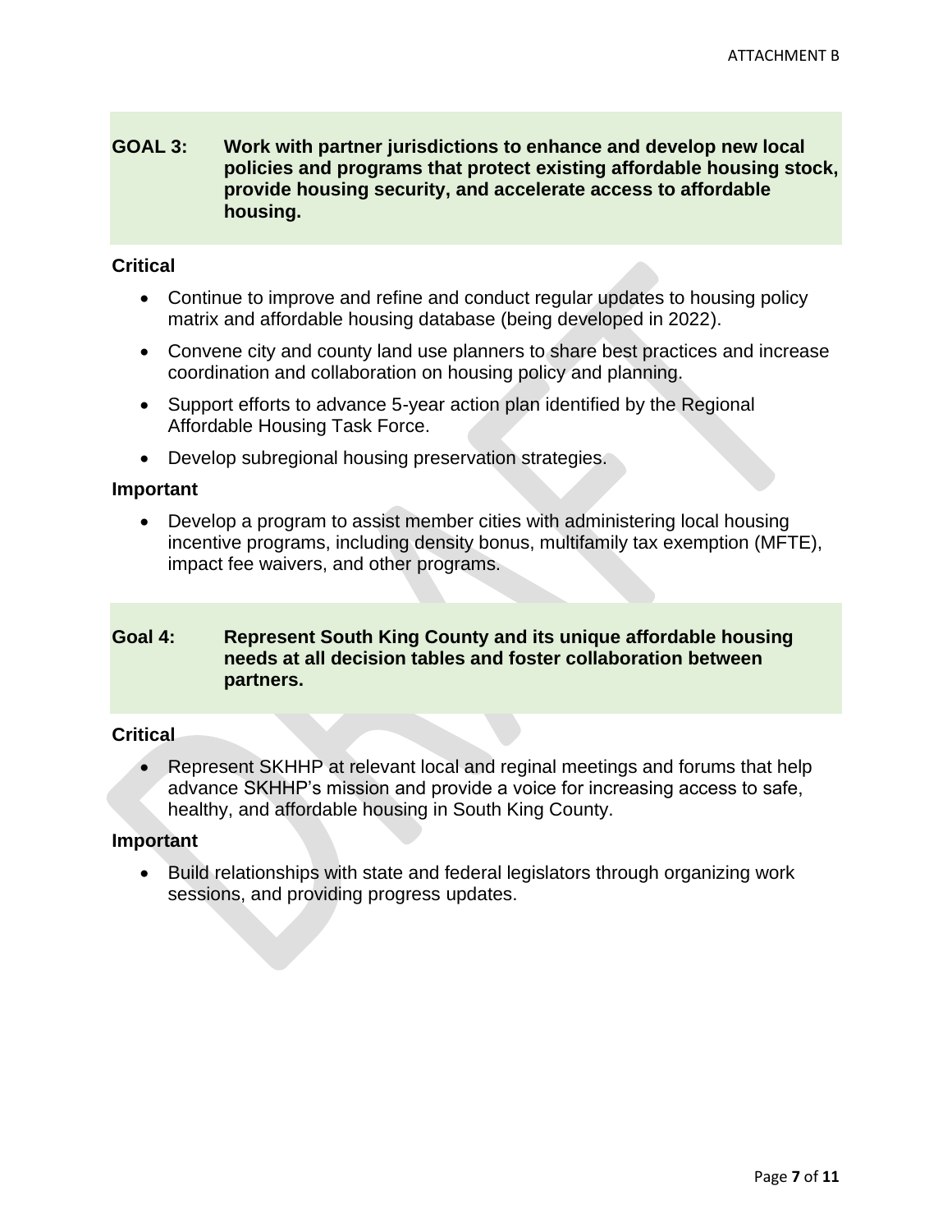## GOAL 3: Work with partner jurisdictions to enhance and develop new local policies and programs that protect existing affordable housing stock, provide housing security, and accelerate access to affordable housing.

**Critical**

- Continue to improve and refine and conduct regular updates to housing policy matrix and affordable housing database (being developed in 2022).
- Convene city and county land use planners to share best practices and increase coordination and collaboration on housing policy and planning.
- Support efforts to advance 5-year action plan identified by the Regional Affordable Housing Task Force.
- Develop subregional housing preservation strategies.

**Important**

- Develop a program to assist member cities with administering local housing incentive programs, including density bonus, multifamily tax exemption (MFTE), impact fee waivers, and other programs.

## Goal 4: Represent South King County and its unique affordable housing needs at all decision tables and foster collaboration between partners.

**Critical**

- Represent SKHHP at relevant local and reginal meetings and forums that help advance SKHHP's mission and provide a voice for increasing access to safe, healthy, and affordable housing in South King County.

**Important**

- Build relationships with state and federal legislators through organizing work sessions, and providing progress updates.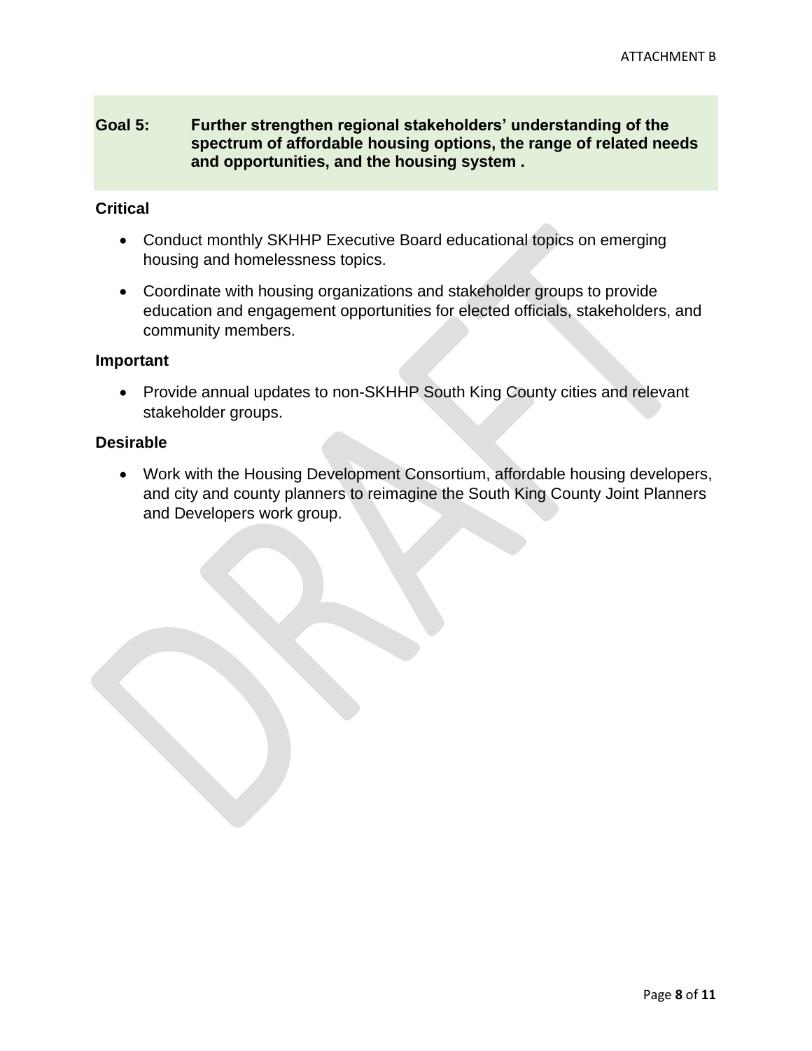**Goal 5: Further strengthen regional stakeholders' understanding of the spectrum of affordable housing options, the range of related needs and opportunities, and the housing system .**

**Critical**

- Conduct monthly SKHHP Executive Board educational topics on emerging housing and homelessness topics.
- Coordinate with housing organizations and stakeholder groups to provide education and engagement opportunities for elected officials, stakeholders, and community members.

**Important**

- Provide annual updates to non-SKHHP South King County cities and relevant stakeholder groups.

**Desirable**

- Work with the Housing Development Consortium, affordable housing developers, and city and county planners to reimagine the South King County Joint Planners and Developers work group.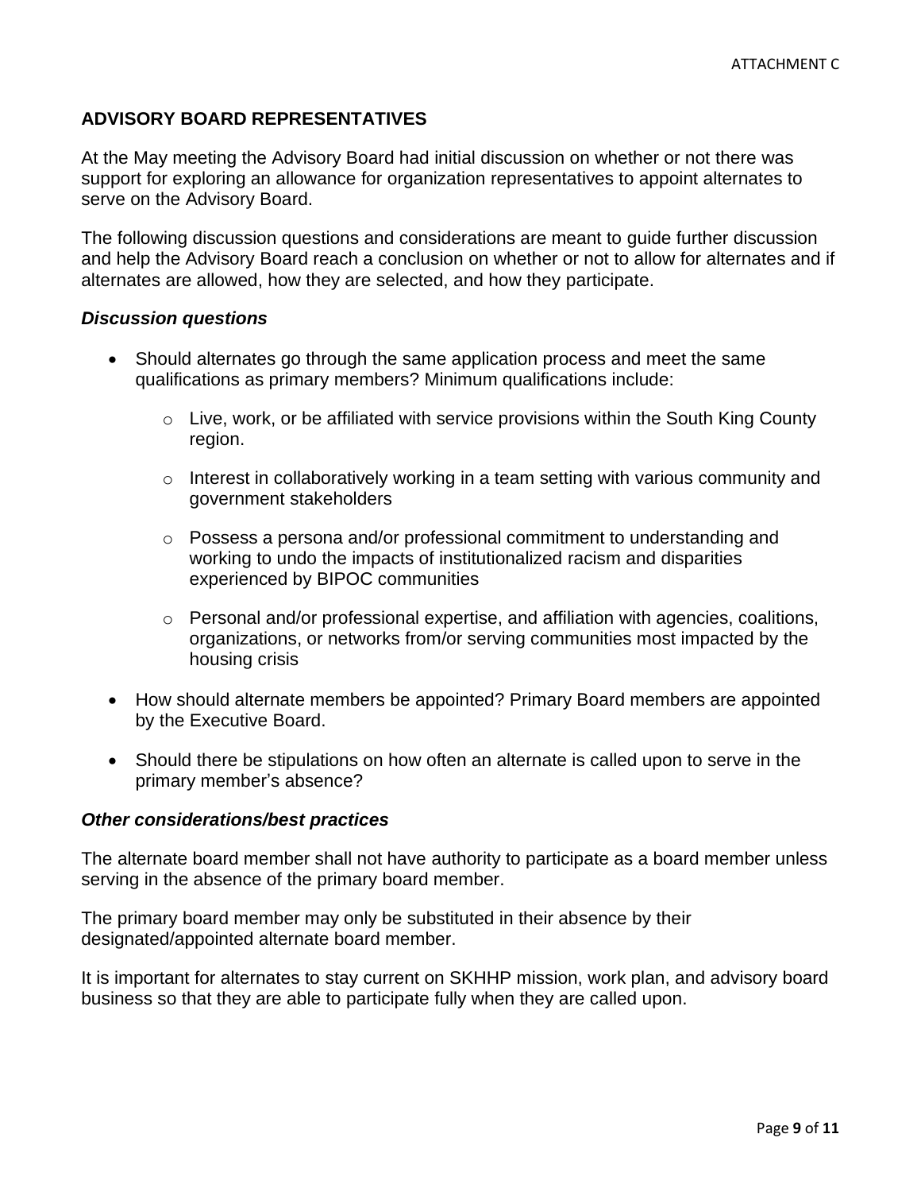## ADVISORY BOARD REPRESENTATIVES

At the May meeting the Advisory Board had initial discussion on whether or not there was support for exploring an allowance for organization representatives to appoint alternates to serve on the Advisory Board.

The following discussion questions and considerations are meant to guide further discussion and help the Advisory Board reach a conclusion on whether or not to allow for alternates and if alternates are allowed, how they are selected, and how they participate.

### *Discussion questions*

- Should alternates go through the same application process and meet the same qualifications as primary members? Minimum qualifications include:
  - Live, work, or be affiliated with service provisions within the South King County region.
  - Interest in collaboratively working in a team setting with various community and government stakeholders
  - Possess a persona and/or professional commitment to understanding and working to undo the impacts of institutionalized racism and disparities experienced by BIPOC communities
  - Personal and/or professional expertise, and affiliation with agencies, coalitions, organizations, or networks from/or serving communities most impacted by the housing crisis
- How should alternate members be appointed? Primary Board members are appointed by the Executive Board.
- Should there be stipulations on how often an alternate is called upon to serve in the primary member's absence?

### *Other considerations/best practices*

The alternate board member shall not have authority to participate as a board member unless serving in the absence of the primary board member.

The primary board member may only be substituted in their absence by their designated/appointed alternate board member.

It is important for alternates to stay current on SKHHP mission, work plan, and advisory board business so that they are able to participate fully when they are called upon.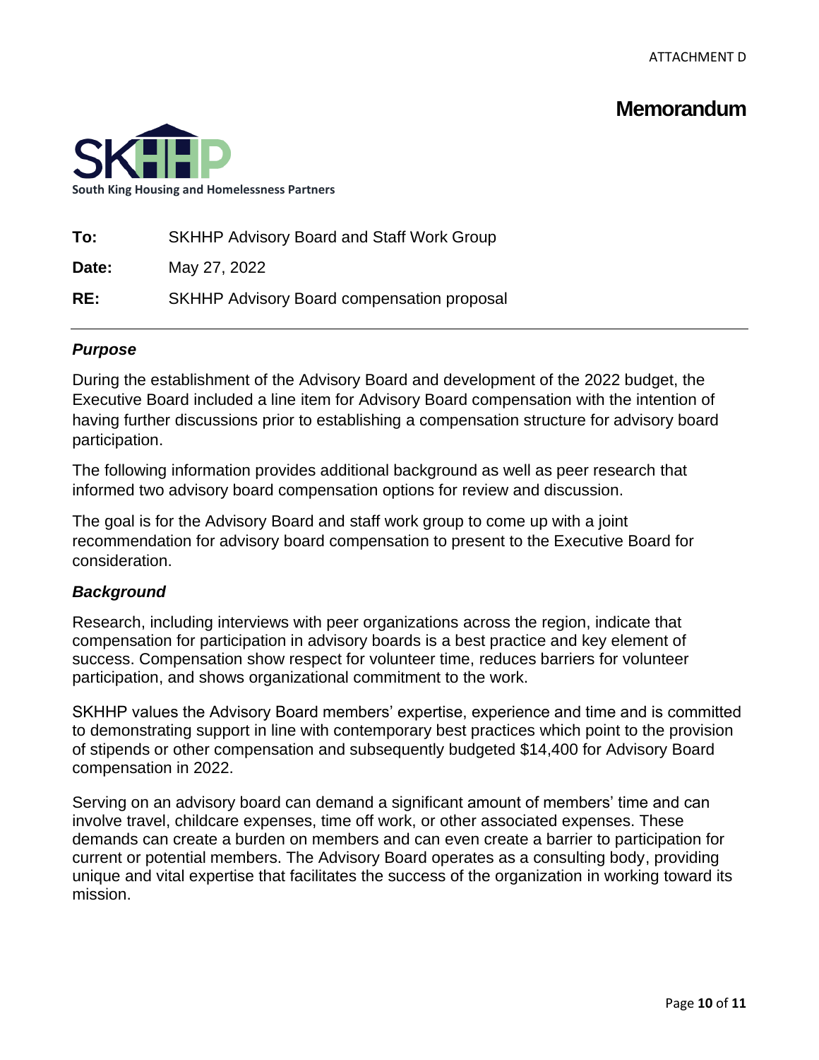ATTACHMENT D

# Memorandum

South King Housing and Homelessness Partners

**To:** SKHHP Advisory Board and Staff Work Group

**Date:** May 27, 2022

**RE:** SKHHP Advisory Board compensation proposal

---

### *Purpose*

During the establishment of the Advisory Board and development of the 2022 budget, the Executive Board included a line item for Advisory Board compensation with the intention of having further discussions prior to establishing a compensation structure for advisory board participation.

The following information provides additional background as well as peer research that informed two advisory board compensation options for review and discussion.

The goal is for the Advisory Board and staff work group to come up with a joint recommendation for advisory board compensation to present to the Executive Board for consideration.

### *Background*

Research, including interviews with peer organizations across the region, indicate that compensation for participation in advisory boards is a best practice and key element of success. Compensation show respect for volunteer time, reduces barriers for volunteer participation, and shows organizational commitment to the work.

SKHHP values the Advisory Board members' expertise, experience and time and is committed to demonstrating support in line with contemporary best practices which point to the provision of stipends or other compensation and subsequently budgeted $14,400 for Advisory Board compensation in 2022.

Serving on an advisory board can demand a significant amount of members' time and can involve travel, childcare expenses, time off work, or other associated expenses. These demands can create a burden on members and can even create a barrier to participation for current or potential members. The Advisory Board operates as a consulting body, providing unique and vital expertise that facilitates the success of the organization in working toward its mission.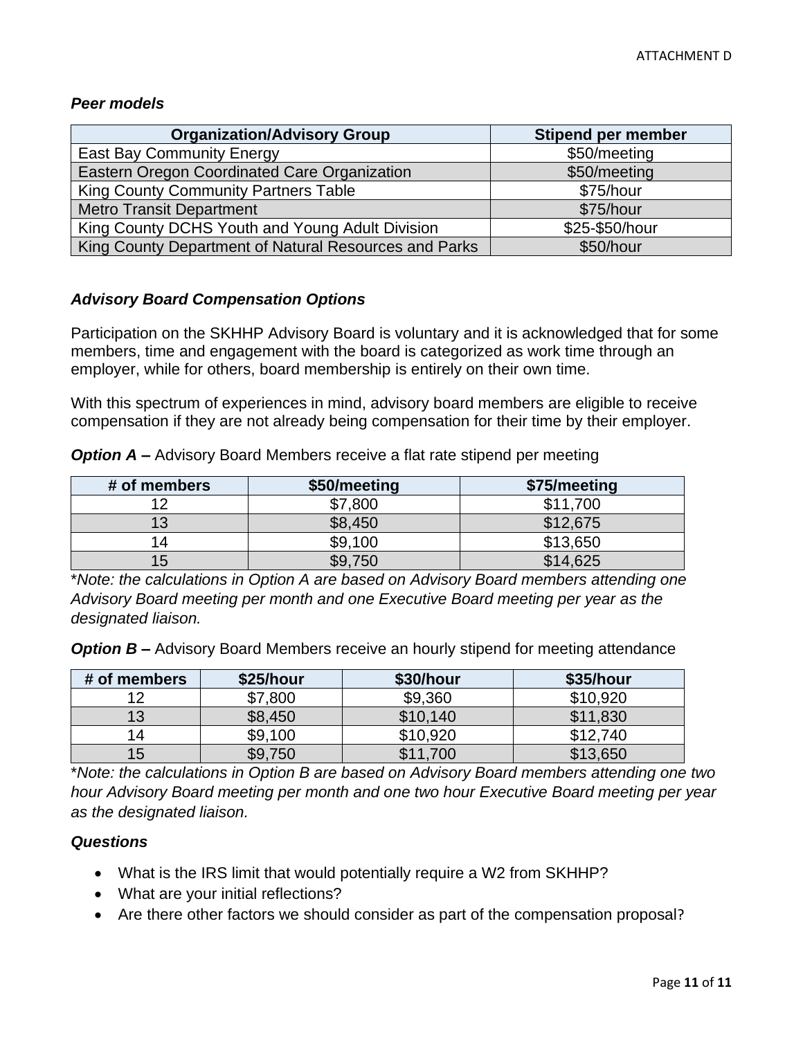***Peer models***

| Organization/Advisory Group | Stipend per member |
|---|---|
| East Bay Community Energy | $50/meeting |
| Eastern Oregon Coordinated Care Organization | $50/meeting |
| King County Community Partners Table | $75/hour |
| Metro Transit Department | $75/hour |
| King County DCHS Youth and Young Adult Division | $25-$50/hour |
| King County Department of Natural Resources and Parks | $50/hour |

***Advisory Board Compensation Options***

Participation on the SKHHP Advisory Board is voluntary and it is acknowledged that for some members, time and engagement with the board is categorized as work time through an employer, while for others, board membership is entirely on their own time.

With this spectrum of experiences in mind, advisory board members are eligible to receive compensation if they are not already being compensation for their time by their employer.

***Option A –*** Advisory Board Members receive a flat rate stipend per meeting

| # of members | $50/meeting | $75/meeting |
|---|---|---|
| 12 | $7,800 | $11,700 |
| 13 | $8,450 | $12,675 |
| 14 | $9,100 | $13,650 |
| 15 | $9,750 | $14,625 |

\**Note: the calculations in Option A are based on Advisory Board members attending one Advisory Board meeting per month and one Executive Board meeting per year as the designated liaison.*

***Option B –*** Advisory Board Members receive an hourly stipend for meeting attendance

| # of members | $25/hour | $30/hour | $35/hour |
|---|---|---|---|
| 12 | $7,800 | $9,360 | $10,920 |
| 13 | $8,450 | $10,140 | $11,830 |
| 14 | $9,100 | $10,920 | $12,740 |
| 15 | $9,750 | $11,700 | $13,650 |

\**Note: the calculations in Option B are based on Advisory Board members attending one two hour Advisory Board meeting per month and one two hour Executive Board meeting per year as the designated liaison.*

***Questions***

- What is the IRS limit that would potentially require a W2 from SKHHP?
- What are your initial reflections?
- Are there other factors we should consider as part of the compensation proposal?